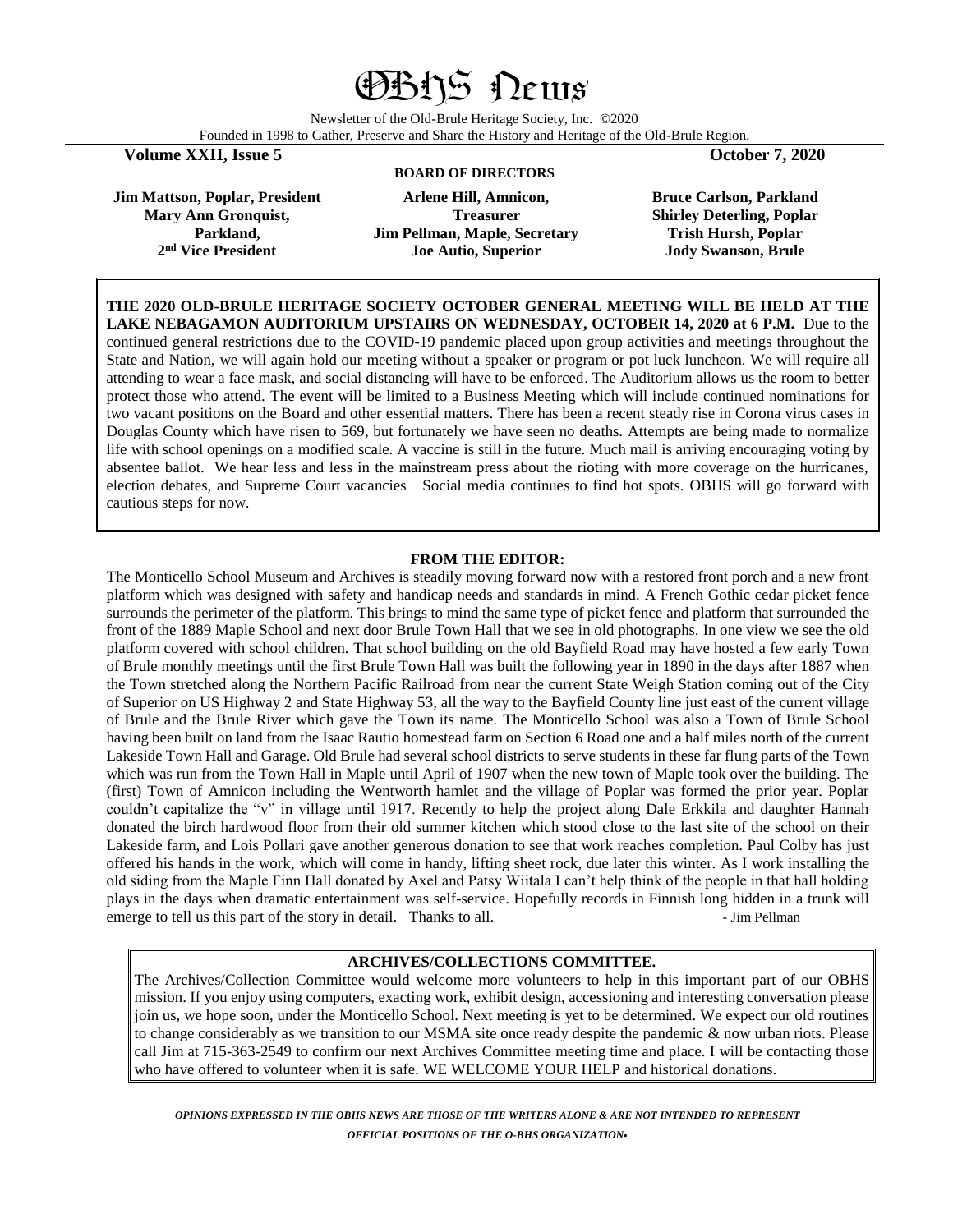# OBHS News

Newsletter of the Old-Brule Heritage Society, Inc. ©2020
Founded in 1998 to Gather, Preserve and Share the History and Heritage of the Old-Brule Region.

**Volume XXII, Issue 5** **October 7, 2020**

**BOARD OF DIRECTORS**

**Jim Mattson, Poplar, President**
**Mary Ann Gronquist, Parkland, 2nd Vice President**
**Arlene Hill, Amnicon, Treasurer**
**Jim Pellman, Maple, Secretary**
**Joe Autio, Superior**
**Bruce Carlson, Parkland**
**Shirley Deterling, Poplar**
**Trish Hursh, Poplar**
**Jody Swanson, Brule**

**THE 2020 OLD-BRULE HERITAGE SOCIETY OCTOBER GENERAL MEETING WILL BE HELD AT THE LAKE NEBAGAMON AUDITORIUM UPSTAIRS ON WEDNESDAY, OCTOBER 14, 2020 at 6 P.M.** Due to the continued general restrictions due to the COVID-19 pandemic placed upon group activities and meetings throughout the State and Nation, we will again hold our meeting without a speaker or program or pot luck luncheon. We will require all attending to wear a face mask, and social distancing will have to be enforced. The Auditorium allows us the room to better protect those who attend. The event will be limited to a Business Meeting which will include continued nominations for two vacant positions on the Board and other essential matters. There has been a recent steady rise in Corona virus cases in Douglas County which have risen to 569, but fortunately we have seen no deaths. Attempts are being made to normalize life with school openings on a modified scale. A vaccine is still in the future. Much mail is arriving encouraging voting by absentee ballot. We hear less and less in the mainstream press about the rioting with more coverage on the hurricanes, election debates, and Supreme Court vacancies Social media continues to find hot spots. OBHS will go forward with cautious steps for now.

## FROM THE EDITOR:

The Monticello School Museum and Archives is steadily moving forward now with a restored front porch and a new front platform which was designed with safety and handicap needs and standards in mind. A French Gothic cedar picket fence surrounds the perimeter of the platform. This brings to mind the same type of picket fence and platform that surrounded the front of the 1889 Maple School and next door Brule Town Hall that we see in old photographs. In one view we see the old platform covered with school children. That school building on the old Bayfield Road may have hosted a few early Town of Brule monthly meetings until the first Brule Town Hall was built the following year in 1890 in the days after 1887 when the Town stretched along the Northern Pacific Railroad from near the current State Weigh Station coming out of the City of Superior on US Highway 2 and State Highway 53, all the way to the Bayfield County line just east of the current village of Brule and the Brule River which gave the Town its name. The Monticello School was also a Town of Brule School having been built on land from the Isaac Rautio homestead farm on Section 6 Road one and a half miles north of the current Lakeside Town Hall and Garage. Old Brule had several school districts to serve students in these far flung parts of the Town which was run from the Town Hall in Maple until April of 1907 when the new town of Maple took over the building. The (first) Town of Amnicon including the Wentworth hamlet and the village of Poplar was formed the prior year. Poplar couldn't capitalize the "v" in village until 1917. Recently to help the project along Dale Erkkila and daughter Hannah donated the birch hardwood floor from their old summer kitchen which stood close to the last site of the school on their Lakeside farm, and Lois Pollari gave another generous donation to see that work reaches completion. Paul Colby has just offered his hands in the work, which will come in handy, lifting sheet rock, due later this winter. As I work installing the old siding from the Maple Finn Hall donated by Axel and Patsy Wiitala I can't help think of the people in that hall holding plays in the days when dramatic entertainment was self-service. Hopefully records in Finnish long hidden in a trunk will emerge to tell us this part of the story in detail. Thanks to all. - Jim Pellman

## ARCHIVES/COLLECTIONS COMMITTEE.

The Archives/Collection Committee would welcome more volunteers to help in this important part of our OBHS mission. If you enjoy using computers, exacting work, exhibit design, accessioning and interesting conversation please join us, we hope soon, under the Monticello School. Next meeting is yet to be determined. We expect our old routines to change considerably as we transition to our MSMA site once ready despite the pandemic & now urban riots. Please call Jim at 715-363-2549 to confirm our next Archives Committee meeting time and place. I will be contacting those who have offered to volunteer when it is safe. WE WELCOME YOUR HELP and historical donations.

***OPINIONS EXPRESSED IN THE OBHS NEWS ARE THOSE OF THE WRITERS ALONE & ARE NOT INTENDED TO REPRESENT OFFICIAL POSITIONS OF THE O-BHS ORGANIZATION.***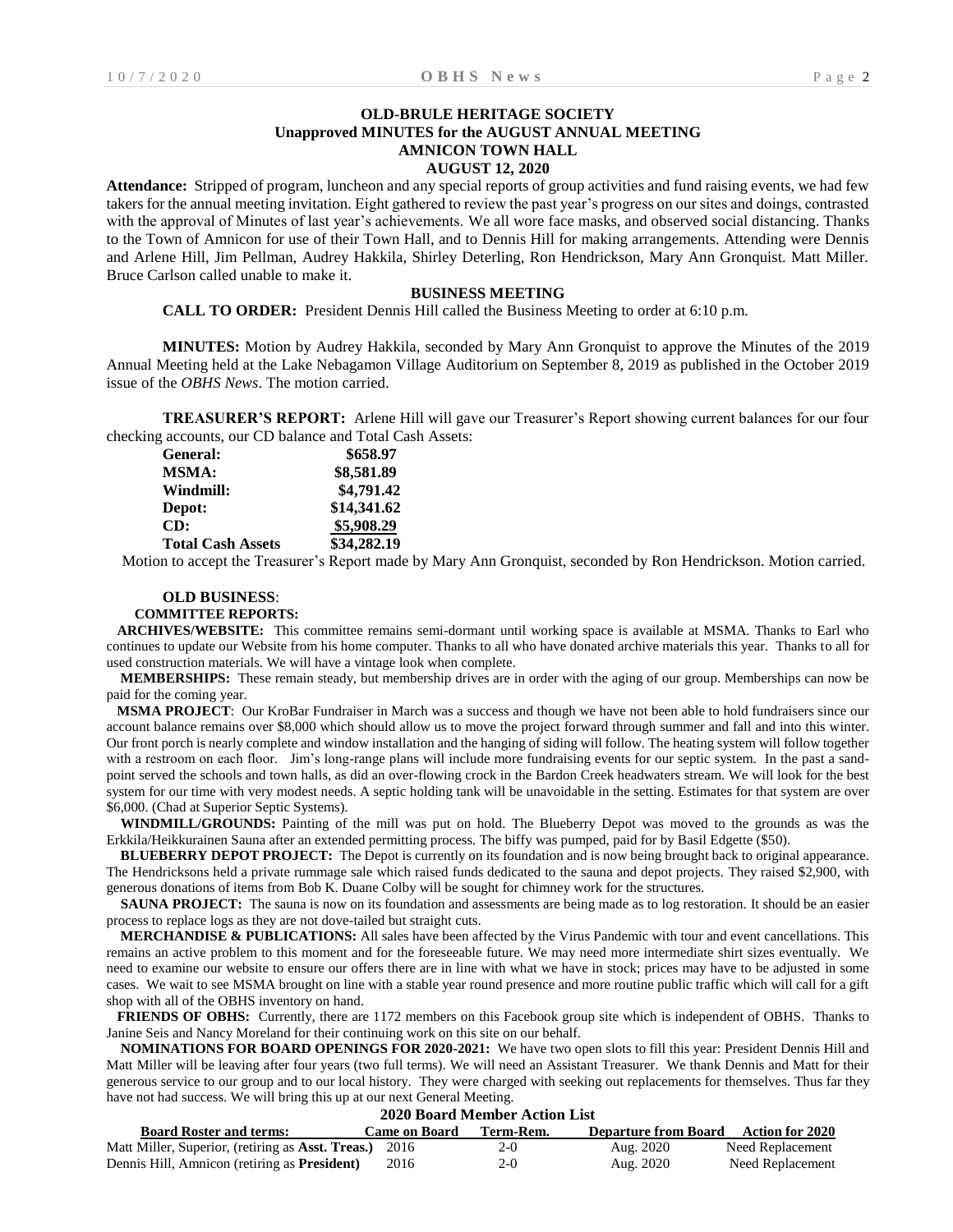# OLD-BRULE HERITAGE SOCIETY
## Unapproved MINUTES for the AUGUST ANNUAL MEETING
## AMNICON TOWN HALL
## AUGUST 12, 2020

**Attendance:** Stripped of program, luncheon and any special reports of group activities and fund raising events, we had few takers for the annual meeting invitation. Eight gathered to review the past year's progress on our sites and doings, contrasted with the approval of Minutes of last year's achievements. We all wore face masks, and observed social distancing. Thanks to the Town of Amnicon for use of their Town Hall, and to Dennis Hill for making arrangements. Attending were Dennis and Arlene Hill, Jim Pellman, Audrey Hakkila, Shirley Deterling, Ron Hendrickson, Mary Ann Gronquist. Matt Miller. Bruce Carlson called unable to make it.

### BUSINESS MEETING

**CALL TO ORDER:** President Dennis Hill called the Business Meeting to order at 6:10 p.m.

**MINUTES:** Motion by Audrey Hakkila, seconded by Mary Ann Gronquist to approve the Minutes of the 2019 Annual Meeting held at the Lake Nebagamon Village Auditorium on September 8, 2019 as published in the October 2019 issue of the *OBHS News*. The motion carried.

**TREASURER'S REPORT:** Arlene Hill will gave our Treasurer's Report showing current balances for our four checking accounts, our CD balance and Total Cash Assets:

| | |
|---|---|
| **General:** | **\$658.97** |
| **MSMA:** | **\$8,581.89** |
| **Windmill:** | **\$4,791.42** |
| **Depot:** | **\$14,341.62** |
| **CD:** | **\$5,908.29** |
| **Total Cash Assets** | **\$34,282.19** |

Motion to accept the Treasurer's Report made by Mary Ann Gronquist, seconded by Ron Hendrickson. Motion carried.

**OLD BUSINESS**:

**COMMITTEE REPORTS:**

**ARCHIVES/WEBSITE:** This committee remains semi-dormant until working space is available at MSMA. Thanks to Earl who continues to update our Website from his home computer. Thanks to all who have donated archive materials this year. Thanks to all for used construction materials. We will have a vintage look when complete.

**MEMBERSHIPS:** These remain steady, but membership drives are in order with the aging of our group. Memberships can now be paid for the coming year.

**MSMA PROJECT**: Our KroBar Fundraiser in March was a success and though we have not been able to hold fundraisers since our account balance remains over \$8,000 which should allow us to move the project forward through summer and fall and into this winter. Our front porch is nearly complete and window installation and the hanging of siding will follow. The heating system will follow together with a restroom on each floor. Jim's long-range plans will include more fundraising events for our septic system. In the past a sand-point served the schools and town halls, as did an over-flowing crock in the Bardon Creek headwaters stream. We will look for the best system for our time with very modest needs. A septic holding tank will be unavoidable in the setting. Estimates for that system are over \$6,000. (Chad at Superior Septic Systems).

**WINDMILL/GROUNDS:** Painting of the mill was put on hold. The Blueberry Depot was moved to the grounds as was the Erkkila/Heikkurainen Sauna after an extended permitting process. The biffy was pumped, paid for by Basil Edgette (\$50).

**BLUEBERRY DEPOT PROJECT:** The Depot is currently on its foundation and is now being brought back to original appearance. The Hendricksons held a private rummage sale which raised funds dedicated to the sauna and depot projects. They raised \$2,900, with generous donations of items from Bob K. Duane Colby will be sought for chimney work for the structures.

**SAUNA PROJECT:** The sauna is now on its foundation and assessments are being made as to log restoration. It should be an easier process to replace logs as they are not dove-tailed but straight cuts.

**MERCHANDISE & PUBLICATIONS:** All sales have been affected by the Virus Pandemic with tour and event cancellations. This remains an active problem to this moment and for the foreseeable future. We may need more intermediate shirt sizes eventually. We need to examine our website to ensure our offers there are in line with what we have in stock; prices may have to be adjusted in some cases. We wait to see MSMA brought on line with a stable year round presence and more routine public traffic which will call for a gift shop with all of the OBHS inventory on hand.

**FRIENDS OF OBHS:** Currently, there are 1172 members on this Facebook group site which is independent of OBHS. Thanks to Janine Seis and Nancy Moreland for their continuing work on this site on our behalf.

**NOMINATIONS FOR BOARD OPENINGS FOR 2020-2021:** We have two open slots to fill this year: President Dennis Hill and Matt Miller will be leaving after four years (two full terms). We will need an Assistant Treasurer. We thank Dennis and Matt for their generous service to our group and to our local history. They were charged with seeking out replacements for themselves. Thus far they have not had success. We will bring this up at our next General Meeting.

**2020 Board Member Action List**

| Board Roster and terms: | Came on Board | Term-Rem. | Departure from Board | Action for 2020 |
|---|---|---|---|---|
| Matt Miller, Superior, (retiring as **Asst. Treas.**) | 2016 | 2-0 | Aug. 2020 | Need Replacement |
| Dennis Hill, Amnicon (retiring as **President**) | 2016 | 2-0 | Aug. 2020 | Need Replacement |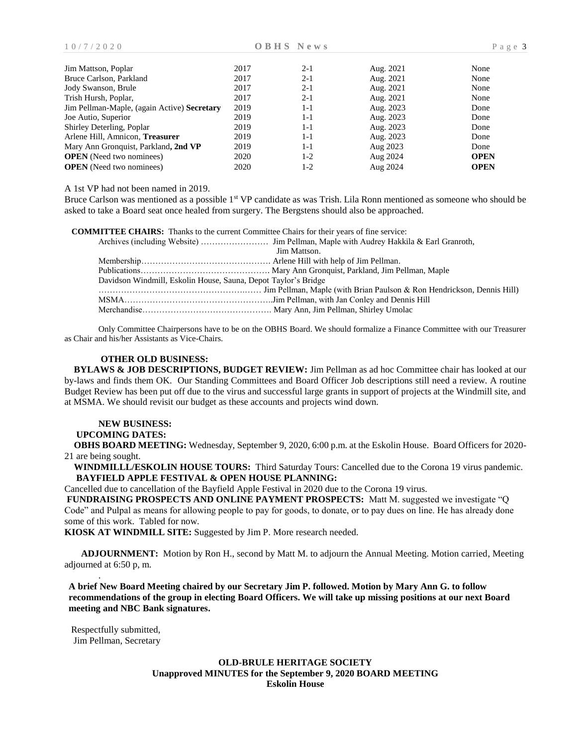| | | | | |
|---|---|---|---|---|
| Jim Mattson, Poplar | 2017 | 2-1 | Aug. 2021 | None |
| Bruce Carlson, Parkland | 2017 | 2-1 | Aug. 2021 | None |
| Jody Swanson, Brule | 2017 | 2-1 | Aug. 2021 | None |
| Trish Hursh, Poplar, | 2017 | 2-1 | Aug. 2021 | None |
| Jim Pellman-Maple, (again Active) **Secretary** | 2019 | 1-1 | Aug. 2023 | Done |
| Joe Autio, Superior | 2019 | 1-1 | Aug. 2023 | Done |
| Shirley Deterling, Poplar | 2019 | 1-1 | Aug. 2023 | Done |
| Arlene Hill, Amnicon, **Treasurer** | 2019 | 1-1 | Aug. 2023 | Done |
| Mary Ann Gronquist, Parkland**, 2nd VP** | 2019 | 1-1 | Aug 2023 | Done |
| **OPEN** (Need two nominees) | 2020 | 1-2 | Aug 2024 | **OPEN** |
| **OPEN** (Need two nominees) | 2020 | 1-2 | Aug 2024 | **OPEN** |

A 1st VP had not been named in 2019.

Bruce Carlson was mentioned as a possible 1st VP candidate as was Trish. Lila Ronn mentioned as someone who should be asked to take a Board seat once healed from surgery. The Bergstens should also be approached.

**COMMITTEE CHAIRS:** Thanks to the current Committee Chairs for their years of fine service:

Archives (including Website) …………………… Jim Pellman, Maple with Audrey Hakkila & Earl Granroth, Jim Mattson.

Membership……………………………………… Arlene Hill with help of Jim Pellman.

Publications……………………………………… Mary Ann Gronquist, Parkland, Jim Pellman, Maple

Davidson Windmill, Eskolin House, Sauna, Depot Taylor's Bridge

…………………………………………………… Jim Pellman, Maple (with Brian Paulson & Ron Hendrickson, Dennis Hill)

MSMA……………………………………………..Jim Pellman, with Jan Conley and Dennis Hill

Merchandise……………………………………… Mary Ann, Jim Pellman, Shirley Umolac

Only Committee Chairpersons have to be on the OBHS Board. We should formalize a Finance Committee with our Treasurer as Chair and his/her Assistants as Vice-Chairs.

**OTHER OLD BUSINESS:**

**BYLAWS & JOB DESCRIPTIONS, BUDGET REVIEW:** Jim Pellman as ad hoc Committee chair has looked at our by-laws and finds them OK. Our Standing Committees and Board Officer Job descriptions still need a review. A routine Budget Review has been put off due to the virus and successful large grants in support of projects at the Windmill site, and at MSMA. We should revisit our budget as these accounts and projects wind down.

**NEW BUSINESS:**

**UPCOMING DATES:**

**OBHS BOARD MEETING:** Wednesday, September 9, 2020, 6:00 p.m. at the Eskolin House. Board Officers for 2020-21 are being sought.

**WINDMILLL/ESKOLIN HOUSE TOURS:** Third Saturday Tours: Cancelled due to the Corona 19 virus pandemic.

**BAYFIELD APPLE FESTIVAL & OPEN HOUSE PLANNING:**

Cancelled due to cancellation of the Bayfield Apple Festival in 2020 due to the Corona 19 virus.

**FUNDRAISING PROSPECTS AND ONLINE PAYMENT PROSPECTS:** Matt M. suggested we investigate "Q Code" and Pulpal as means for allowing people to pay for goods, to donate, or to pay dues on line. He has already done some of this work. Tabled for now.

**KIOSK AT WINDMILL SITE:** Suggested by Jim P. More research needed.

**ADJOURNMENT:** Motion by Ron H., second by Matt M. to adjourn the Annual Meeting. Motion carried, Meeting adjourned at 6:50 p, m.

**A brief New Board Meeting chaired by our Secretary Jim P. followed. Motion by Mary Ann G. to follow recommendations of the group in electing Board Officers. We will take up missing positions at our next Board meeting and NBC Bank signatures.**

Respectfully submitted,
Jim Pellman, Secretary

**OLD-BRULE HERITAGE SOCIETY**
**Unapproved MINUTES for the September 9, 2020 BOARD MEETING**
**Eskolin House**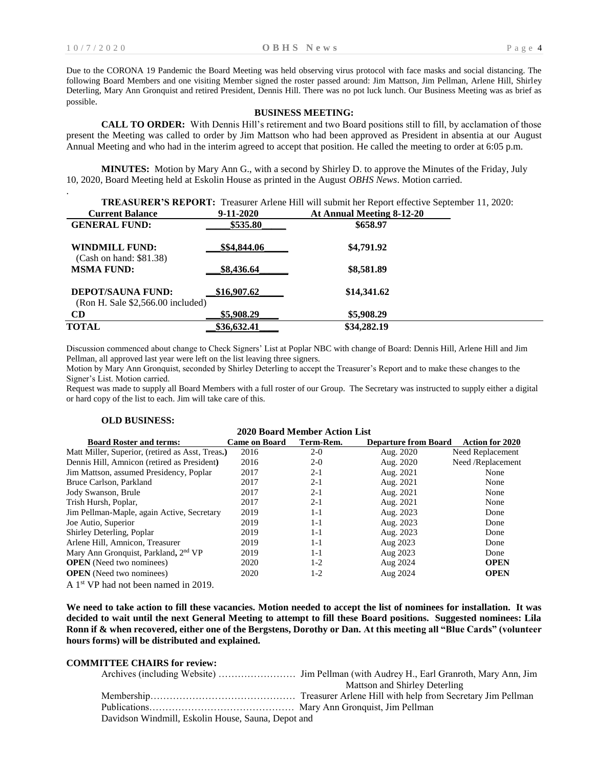Due to the CORONA 19 Pandemic the Board Meeting was held observing virus protocol with face masks and social distancing. The following Board Members and one visiting Member signed the roster passed around: Jim Mattson, Jim Pellman, Arlene Hill, Shirley Deterling, Mary Ann Gronquist and retired President, Dennis Hill. There was no pot luck lunch. Our Business Meeting was as brief as possible.

## BUSINESS MEETING:

**CALL TO ORDER:** With Dennis Hill's retirement and two Board positions still to fill, by acclamation of those present the Meeting was called to order by Jim Mattson who had been approved as President in absentia at our August Annual Meeting and who had in the interim agreed to accept that position. He called the meeting to order at 6:05 p.m.

**MINUTES:** Motion by Mary Ann G., with a second by Shirley D. to approve the Minutes of the Friday, July 10, 2020, Board Meeting held at Eskolin House as printed in the August *OBHS News*. Motion carried.

**TREASURER'S REPORT:** Treasurer Arlene Hill will submit her Report effective September 11, 2020:

| Current Balance | 9-11-2020 | At Annual Meeting 8-12-20 |
|---|---|---|
| **GENERAL FUND:** | **$535.80** | **$658.97** |
| **WINDMILL FUND:** (Cash on hand: $81.38) | **$$4,844.06** | **$4,791.92** |
| **MSMA FUND:** | **$8,436.64** | **$8,581.89** |
| **DEPOT/SAUNA FUND:** (Ron H. Sale $2,566.00 included) | **$16,907.62** | **$14,341.62** |
| **CD** | **$5,908.29** | **$5,908.29** |
| **TOTAL** | **$36,632.41** | **$34,282.19** |

Discussion commenced about change to Check Signers' List at Poplar NBC with change of Board: Dennis Hill, Arlene Hill and Jim Pellman, all approved last year were left on the list leaving three signers.

Motion by Mary Ann Gronquist, seconded by Shirley Deterling to accept the Treasurer's Report and to make these changes to the Signer's List. Motion carried.

Request was made to supply all Board Members with a full roster of our Group. The Secretary was instructed to supply either a digital or hard copy of the list to each. Jim will take care of this.

### OLD BUSINESS:

**2020 Board Member Action List**

| Board Roster and terms: | Came on Board | Term-Rem. | Departure from Board | Action for 2020 |
|---|---|---|---|---|
| Matt Miller, Superior, (retired as Asst, Treas.) | 2016 | 2-0 | Aug. 2020 | Need Replacement |
| Dennis Hill, Amnicon (retired as President) | 2016 | 2-0 | Aug. 2020 | Need /Replacement |
| Jim Mattson, assumed Presidency, Poplar | 2017 | 2-1 | Aug. 2021 | None |
| Bruce Carlson, Parkland | 2017 | 2-1 | Aug. 2021 | None |
| Jody Swanson, Brule | 2017 | 2-1 | Aug. 2021 | None |
| Trish Hursh, Poplar, | 2017 | 2-1 | Aug. 2021 | None |
| Jim Pellman-Maple, again Active, Secretary | 2019 | 1-1 | Aug. 2023 | Done |
| Joe Autio, Superior | 2019 | 1-1 | Aug. 2023 | Done |
| Shirley Deterling, Poplar | 2019 | 1-1 | Aug. 2023 | Done |
| Arlene Hill, Amnicon, Treasurer | 2019 | 1-1 | Aug 2023 | Done |
| Mary Ann Gronquist, Parkland, 2nd VP | 2019 | 1-1 | Aug 2023 | Done |
| **OPEN** (Need two nominees) | 2020 | 1-2 | Aug 2024 | **OPEN** |
| **OPEN** (Need two nominees) | 2020 | 1-2 | Aug 2024 | **OPEN** |

A 1st VP had not been named in 2019.

**We need to take action to fill these vacancies. Motion needed to accept the list of nominees for installation. It was decided to wait until the next General Meeting to attempt to fill these Board positions. Suggested nominees: Lila Ronn if & when recovered, either one of the Bergstens, Dorothy or Dan. At this meeting all "Blue Cards" (volunteer hours forms) will be distributed and explained.**

### COMMITTEE CHAIRS for review:

Archives (including Website) …………………… Jim Pellman (with Audrey H., Earl Granroth, Mary Ann, Jim Mattson and Shirley Deterling

Membership……………………………………… Treasurer Arlene Hill with help from Secretary Jim Pellman

Publications……………………………………… Mary Ann Gronquist, Jim Pellman

Davidson Windmill, Eskolin House, Sauna, Depot and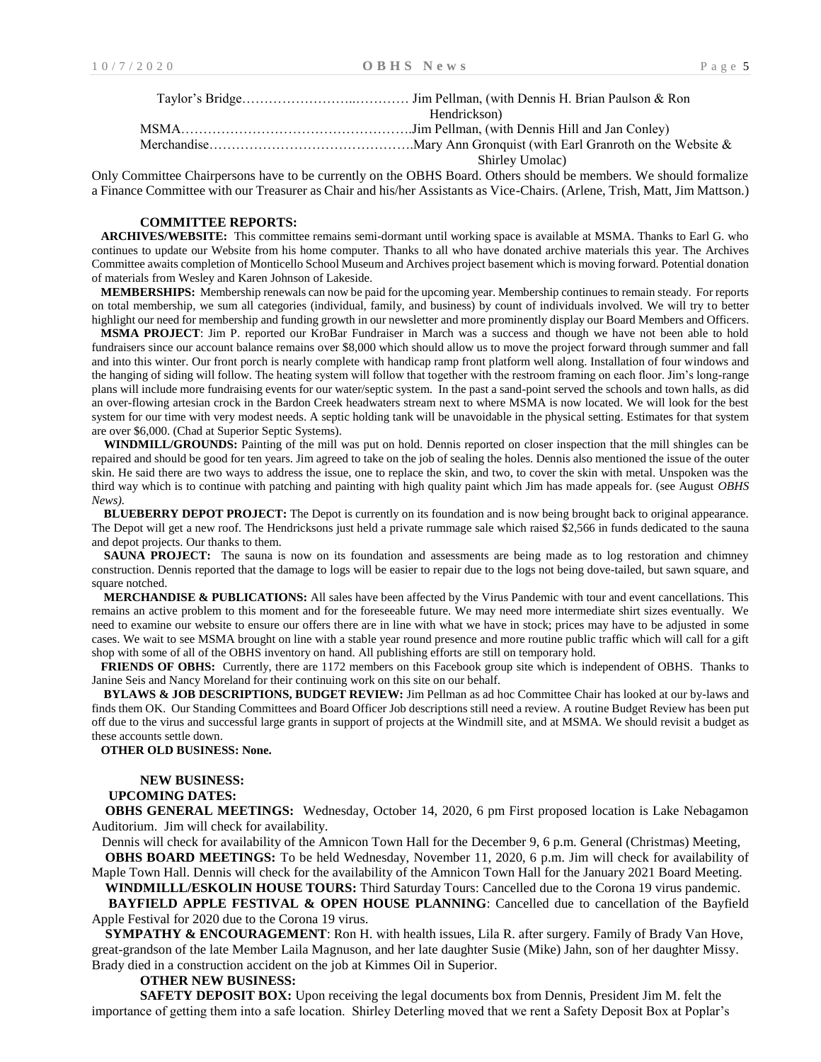Taylor's Bridge…………………….………… Jim Pellman, (with Dennis H. Brian Paulson & Ron Hendrickson)

MSMA……………………………………………Jim Pellman, (with Dennis Hill and Jan Conley)

Merchandise………………………………………Mary Ann Gronquist (with Earl Granroth on the Website & Shirley Umolac)

Only Committee Chairpersons have to be currently on the OBHS Board. Others should be members. We should formalize a Finance Committee with our Treasurer as Chair and his/her Assistants as Vice-Chairs. (Arlene, Trish, Matt, Jim Mattson.)

**COMMITTEE REPORTS:**

**ARCHIVES/WEBSITE:** This committee remains semi-dormant until working space is available at MSMA. Thanks to Earl G. who continues to update our Website from his home computer. Thanks to all who have donated archive materials this year. The Archives Committee awaits completion of Monticello School Museum and Archives project basement which is moving forward. Potential donation of materials from Wesley and Karen Johnson of Lakeside.

**MEMBERSHIPS:** Membership renewals can now be paid for the upcoming year. Membership continues to remain steady. For reports on total membership, we sum all categories (individual, family, and business) by count of individuals involved. We will try to better highlight our need for membership and funding growth in our newsletter and more prominently display our Board Members and Officers.

**MSMA PROJECT**: Jim P. reported our KroBar Fundraiser in March was a success and though we have not been able to hold fundraisers since our account balance remains over $8,000 which should allow us to move the project forward through summer and fall and into this winter. Our front porch is nearly complete with handicap ramp front platform well along. Installation of four windows and the hanging of siding will follow. The heating system will follow that together with the restroom framing on each floor. Jim's long-range plans will include more fundraising events for our water/septic system. In the past a sand-point served the schools and town halls, as did an over-flowing artesian crock in the Bardon Creek headwaters stream next to where MSMA is now located. We will look for the best system for our time with very modest needs. A septic holding tank will be unavoidable in the physical setting. Estimates for that system are over $6,000. (Chad at Superior Septic Systems).

**WINDMILL/GROUNDS:** Painting of the mill was put on hold. Dennis reported on closer inspection that the mill shingles can be repaired and should be good for ten years. Jim agreed to take on the job of sealing the holes. Dennis also mentioned the issue of the outer skin. He said there are two ways to address the issue, one to replace the skin, and two, to cover the skin with metal. Unspoken was the third way which is to continue with patching and painting with high quality paint which Jim has made appeals for. (see August *OBHS News*).

**BLUEBERRY DEPOT PROJECT:** The Depot is currently on its foundation and is now being brought back to original appearance. The Depot will get a new roof. The Hendricksons just held a private rummage sale which raised $2,566 in funds dedicated to the sauna and depot projects. Our thanks to them.

**SAUNA PROJECT:** The sauna is now on its foundation and assessments are being made as to log restoration and chimney construction. Dennis reported that the damage to logs will be easier to repair due to the logs not being dove-tailed, but sawn square, and square notched.

**MERCHANDISE & PUBLICATIONS:** All sales have been affected by the Virus Pandemic with tour and event cancellations. This remains an active problem to this moment and for the foreseeable future. We may need more intermediate shirt sizes eventually. We need to examine our website to ensure our offers there are in line with what we have in stock; prices may have to be adjusted in some cases. We wait to see MSMA brought on line with a stable year round presence and more routine public traffic which will call for a gift shop with some of all of the OBHS inventory on hand. All publishing efforts are still on temporary hold.

**FRIENDS OF OBHS:** Currently, there are 1172 members on this Facebook group site which is independent of OBHS. Thanks to Janine Seis and Nancy Moreland for their continuing work on this site on our behalf.

**BYLAWS & JOB DESCRIPTIONS, BUDGET REVIEW:** Jim Pellman as ad hoc Committee Chair has looked at our by-laws and finds them OK. Our Standing Committees and Board Officer Job descriptions still need a review. A routine Budget Review has been put off due to the virus and successful large grants in support of projects at the Windmill site, and at MSMA. We should revisit a budget as these accounts settle down.

**OTHER OLD BUSINESS: None.**

**NEW BUSINESS:**

**UPCOMING DATES:**

**OBHS GENERAL MEETINGS:** Wednesday, October 14, 2020, 6 pm First proposed location is Lake Nebagamon Auditorium. Jim will check for availability.

Dennis will check for availability of the Amnicon Town Hall for the December 9, 6 p.m. General (Christmas) Meeting,

**OBHS BOARD MEETINGS:** To be held Wednesday, November 11, 2020, 6 p.m. Jim will check for availability of Maple Town Hall. Dennis will check for the availability of the Amnicon Town Hall for the January 2021 Board Meeting.

**WINDMILLL/ESKOLIN HOUSE TOURS:** Third Saturday Tours: Cancelled due to the Corona 19 virus pandemic.

**BAYFIELD APPLE FESTIVAL & OPEN HOUSE PLANNING**: Cancelled due to cancellation of the Bayfield Apple Festival for 2020 due to the Corona 19 virus.

**SYMPATHY & ENCOURAGEMENT**: Ron H. with health issues, Lila R. after surgery. Family of Brady Van Hove, great-grandson of the late Member Laila Magnuson, and her late daughter Susie (Mike) Jahn, son of her daughter Missy. Brady died in a construction accident on the job at Kimmes Oil in Superior.

**OTHER NEW BUSINESS:**

**SAFETY DEPOSIT BOX:** Upon receiving the legal documents box from Dennis, President Jim M. felt the importance of getting them into a safe location. Shirley Deterling moved that we rent a Safety Deposit Box at Poplar's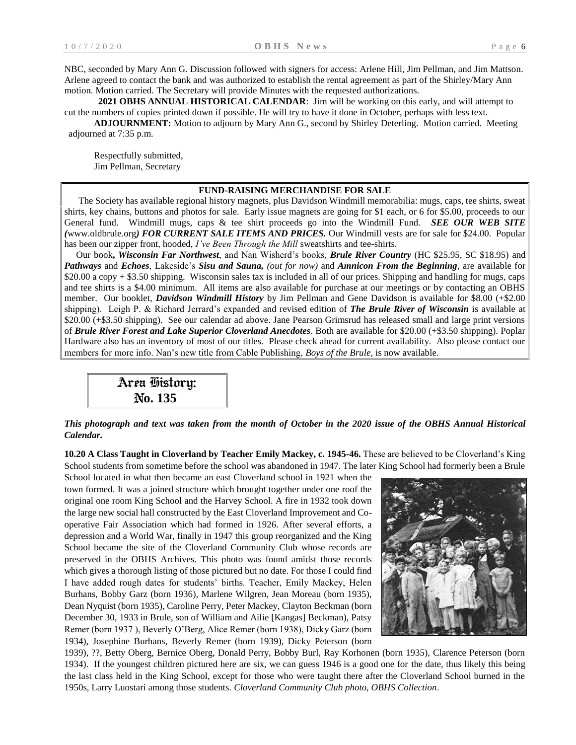NBC, seconded by Mary Ann G. Discussion followed with signers for access: Arlene Hill, Jim Pellman, and Jim Mattson. Arlene agreed to contact the bank and was authorized to establish the rental agreement as part of the Shirley/Mary Ann motion. Motion carried. The Secretary will provide Minutes with the requested authorizations.

**2021 OBHS ANNUAL HISTORICAL CALENDAR**: Jim will be working on this early, and will attempt to cut the numbers of copies printed down if possible. He will try to have it done in October, perhaps with less text.

**ADJOURNMENT:** Motion to adjourn by Mary Ann G., second by Shirley Deterling. Motion carried. Meeting adjourned at 7:35 p.m.

Respectfully submitted,
Jim Pellman, Secretary

**FUND-RAISING MERCHANDISE FOR SALE**

The Society has available regional history magnets, plus Davidson Windmill memorabilia: mugs, caps, tee shirts, sweat shirts, key chains, buttons and photos for sale. Early issue magnets are going for $1 each, or 6 for $5.00, proceeds to our General fund. Windmill mugs, caps & tee shirt proceeds go into the Windmill Fund. ***SEE OUR WEB SITE (*www.oldbrule.org*) FOR CURRENT SALE ITEMS AND PRICES.*** Our Windmill vests are for sale for $24.00. Popular has been our zipper front, hooded, *I've Been Through the Mill* sweatshirts and tee-shirts.

Our book**, *Wisconsin Far Northwest***, and Nan Wisherd's books, ***Brule River Country*** (HC $25.95, SC $18.95) and ***Pathways*** and ***Echoes***, Lakeside's ***Sisu and Sauna,*** *(out for now)* and ***Amnicon From the Beginning***, are available for $20.00 a copy + $3.50 shipping. Wisconsin sales tax is included in all of our prices. Shipping and handling for mugs, caps and tee shirts is a $4.00 minimum. All items are also available for purchase at our meetings or by contacting an OBHS member. Our booklet, ***Davidson Windmill History*** by Jim Pellman and Gene Davidson is available for $8.00 (+$2.00 shipping). Leigh P. & Richard Jerrard's expanded and revised edition of ***The Brule River of Wisconsin*** is available at $20.00 (+$3.50 shipping). See our calendar ad above. Jane Pearson Grimsrud has released small and large print versions of ***Brule River Forest and Lake Superior Cloverland Anecdotes***. Both are available for $20.00 (+$3.50 shipping). Poplar Hardware also has an inventory of most of our titles. Please check ahead for current availability. Also please contact our members for more info. Nan's new title from Cable Publishing, *Boys of the Brule*, is now available.

## Area History: No. 135

***This photograph and text was taken from the month of October in the 2020 issue of the OBHS Annual Historical Calendar.***

**10.20 A Class Taught in Cloverland by Teacher Emily Mackey, c. 1945-46.** These are believed to be Cloverland's King School students from sometime before the school was abandoned in 1947. The later King School had formerly been a Brule School located in what then became an east Cloverland school in 1921 when the town formed. It was a joined structure which brought together under one roof the original one room King School and the Harvey School. A fire in 1932 took down the large new social hall constructed by the East Cloverland Improvement and Co-operative Fair Association which had formed in 1926. After several efforts, a depression and a World War, finally in 1947 this group reorganized and the King School became the site of the Cloverland Community Club whose records are preserved in the OBHS Archives. This photo was found amidst those records which gives a thorough listing of those pictured but no date. For those I could find I have added rough dates for students' births. Teacher, Emily Mackey, Helen Burhans, Bobby Garz (born 1936), Marlene Wilgren, Jean Moreau (born 1935), Dean Nyquist (born 1935), Caroline Perry, Peter Mackey, Clayton Beckman (born December 30, 1933 in Brule, son of William and Ailie [Kangas] Beckman), Patsy Remer (born 1937 ), Beverly O'Berg, Alice Remer (born 1938), Dicky Garz (born 1934), Josephine Burhans, Beverly Remer (born 1939), Dicky Peterson (born 1939), ??, Betty Oberg, Bernice Oberg, Donald Perry, Bobby Burl, Ray Korhonen (born 1935), Clarence Peterson (born 1934). If the youngest children pictured here are six, we can guess 1946 is a good one for the date, thus likely this being the last class held in the King School, except for those who were taught there after the Cloverland School burned in the 1950s, Larry Luostari among those students. *Cloverland Community Club photo, OBHS Collection*.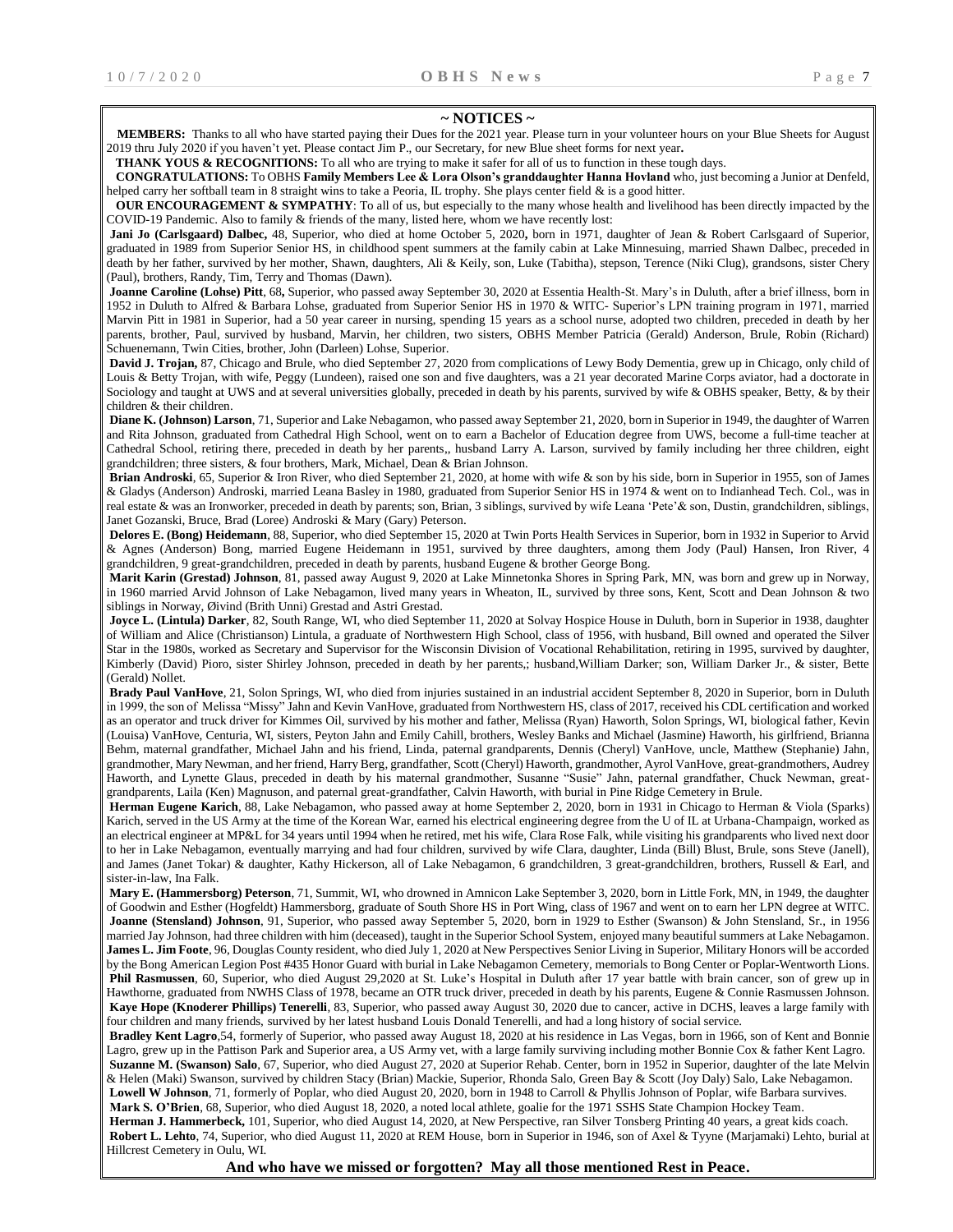## ~ NOTICES ~

**MEMBERS:** Thanks to all who have started paying their Dues for the 2021 year. Please turn in your volunteer hours on your Blue Sheets for August 2019 thru July 2020 if you haven't yet. Please contact Jim P., our Secretary, for new Blue sheet forms for next year**.**

**THANK YOUS & RECOGNITIONS:** To all who are trying to make it safer for all of us to function in these tough days.

**CONGRATULATIONS:** To OBHS **Family Members Lee & Lora Olson's granddaughter Hanna Hovland** who, just becoming a Junior at Denfeld, helped carry her softball team in 8 straight wins to take a Peoria, IL trophy. She plays center field & is a good hitter.

**OUR ENCOURAGEMENT & SYMPATHY**: To all of us, but especially to the many whose health and livelihood has been directly impacted by the COVID-19 Pandemic. Also to family & friends of the many, listed here, whom we have recently lost:

**Jani Jo (Carlsgaard) Dalbec,** 48, Superior, who died at home October 5, 2020**,** born in 1971, daughter of Jean & Robert Carlsgaard of Superior, graduated in 1989 from Superior Senior HS, in childhood spent summers at the family cabin at Lake Minnesuing, married Shawn Dalbec, preceded in death by her father, survived by her mother, Shawn, daughters, Ali & Keily, son, Luke (Tabitha), stepson, Terence (Niki Clug), grandsons, sister Chery (Paul), brothers, Randy, Tim, Terry and Thomas (Dawn).

**Joanne Caroline (Lohse) Pitt**, 68**,** Superior, who passed away September 30, 2020 at Essentia Health-St. Mary's in Duluth, after a brief illness, born in 1952 in Duluth to Alfred & Barbara Lohse, graduated from Superior Senior HS in 1970 & WITC- Superior's LPN training program in 1971, married Marvin Pitt in 1981 in Superior, had a 50 year career in nursing, spending 15 years as a school nurse, adopted two children, preceded in death by her parents, brother, Paul, survived by husband, Marvin, her children, two sisters, OBHS Member Patricia (Gerald) Anderson, Brule, Robin (Richard) Schuenemann, Twin Cities, brother, John (Darleen) Lohse, Superior.

**David J. Trojan,** 87, Chicago and Brule, who died September 27, 2020 from complications of Lewy Body Dementia, grew up in Chicago, only child of Louis & Betty Trojan, with wife, Peggy (Lundeen), raised one son and five daughters, was a 21 year decorated Marine Corps aviator, had a doctorate in Sociology and taught at UWS and at several universities globally, preceded in death by his parents, survived by wife & OBHS speaker, Betty, & by their children & their children.

**Diane K. (Johnson) Larson**, 71, Superior and Lake Nebagamon, who passed away September 21, 2020, born in Superior in 1949, the daughter of Warren and Rita Johnson, graduated from Cathedral High School, went on to earn a Bachelor of Education degree from UWS, become a full-time teacher at Cathedral School, retiring there, preceded in death by her parents,, husband Larry A. Larson, survived by family including her three children, eight grandchildren; three sisters, & four brothers, Mark, Michael, Dean & Brian Johnson.

**Brian Androski**, 65, Superior & Iron River, who died September 21, 2020, at home with wife & son by his side, born in Superior in 1955, son of James & Gladys (Anderson) Androski, married Leana Basley in 1980, graduated from Superior Senior HS in 1974 & went on to Indianhead Tech. Col., was in real estate & was an Ironworker, preceded in death by parents; son, Brian, 3 siblings, survived by wife Leana 'Pete'& son, Dustin, grandchildren, siblings, Janet Gozanski, Bruce, Brad (Loree) Androski & Mary (Gary) Peterson.

**Delores E. (Bong) Heidemann**, 88, Superior, who died September 15, 2020 at Twin Ports Health Services in Superior, born in 1932 in Superior to Arvid & Agnes (Anderson) Bong, married Eugene Heidemann in 1951, survived by three daughters, among them Jody (Paul) Hansen, Iron River, 4 grandchildren, 9 great-grandchildren, preceded in death by parents, husband Eugene & brother George Bong.

**Marit Karin (Grestad) Johnson**, 81, passed away August 9, 2020 at Lake Minnetonka Shores in Spring Park, MN, was born and grew up in Norway, in 1960 married Arvid Johnson of Lake Nebagamon, lived many years in Wheaton, IL, survived by three sons, Kent, Scott and Dean Johnson & two siblings in Norway, Øivind (Brith Unni) Grestad and Astri Grestad.

**Joyce L. (Lintula) Darker**, 82, South Range, WI, who died September 11, 2020 at Solvay Hospice House in Duluth, born in Superior in 1938, daughter of William and Alice (Christianson) Lintula, a graduate of Northwestern High School, class of 1956, with husband, Bill owned and operated the Silver Star in the 1980s, worked as Secretary and Supervisor for the Wisconsin Division of Vocational Rehabilitation, retiring in 1995, survived by daughter, Kimberly (David) Pioro, sister Shirley Johnson, preceded in death by her parents,; husband,William Darker; son, William Darker Jr., & sister, Bette (Gerald) Nollet.

**Brady Paul VanHove**, 21, Solon Springs, WI, who died from injuries sustained in an industrial accident September 8, 2020 in Superior, born in Duluth in 1999, the son of Melissa "Missy" Jahn and Kevin VanHove, graduated from Northwestern HS, class of 2017, received his CDL certification and worked as an operator and truck driver for Kimmes Oil, survived by his mother and father, Melissa (Ryan) Haworth, Solon Springs, WI, biological father, Kevin (Louisa) VanHove, Centuria, WI, sisters, Peyton Jahn and Emily Cahill, brothers, Wesley Banks and Michael (Jasmine) Haworth, his girlfriend, Brianna Behm, maternal grandfather, Michael Jahn and his friend, Linda, paternal grandparents, Dennis (Cheryl) VanHove, uncle, Matthew (Stephanie) Jahn, grandmother, Mary Newman, and her friend, Harry Berg, grandfather, Scott (Cheryl) Haworth, grandmother, Ayrol VanHove, great-grandmothers, Audrey Haworth, and Lynette Glaus, preceded in death by his maternal grandmother, Susanne "Susie" Jahn, paternal grandfather, Chuck Newman, great-grandparents, Laila (Ken) Magnuson, and paternal great-grandfather, Calvin Haworth, with burial in Pine Ridge Cemetery in Brule.

**Herman Eugene Karich**, 88, Lake Nebagamon, who passed away at home September 2, 2020, born in 1931 in Chicago to Herman & Viola (Sparks) Karich, served in the US Army at the time of the Korean War, earned his electrical engineering degree from the U of IL at Urbana-Champaign, worked as an electrical engineer at MP&L for 34 years until 1994 when he retired, met his wife, Clara Rose Falk, while visiting his grandparents who lived next door to her in Lake Nebagamon, eventually marrying and had four children, survived by wife Clara, daughter, Linda (Bill) Blust, Brule, sons Steve (Janell), and James (Janet Tokar) & daughter, Kathy Hickerson, all of Lake Nebagamon, 6 grandchildren, 3 great-grandchildren, brothers, Russell & Earl, and sister-in-law, Ina Falk.

**Mary E. (Hammersborg) Peterson**, 71, Summit, WI, who drowned in Amnicon Lake September 3, 2020, born in Little Fork, MN, in 1949, the daughter of Goodwin and Esther (Hogfeldt) Hammersborg, graduate of South Shore HS in Port Wing, class of 1967 and went on to earn her LPN degree at WITC.

**Joanne (Stensland) Johnson**, 91, Superior, who passed away September 5, 2020, born in 1929 to Esther (Swanson) & John Stensland, Sr., in 1956 married Jay Johnson, had three children with him (deceased), taught in the Superior School System, enjoyed many beautiful summers at Lake Nebagamon.

**James L. Jim Foote**, 96, Douglas County resident, who died July 1, 2020 at New Perspectives Senior Living in Superior, Military Honors will be accorded by the Bong American Legion Post #435 Honor Guard with burial in Lake Nebagamon Cemetery, memorials to Bong Center or Poplar-Wentworth Lions.

**Phil Rasmussen**, 60, Superior, who died August 29,2020 at St. Luke's Hospital in Duluth after 17 year battle with brain cancer, son of grew up in Hawthorne, graduated from NWHS Class of 1978, became an OTR truck driver, preceded in death by his parents, Eugene & Connie Rasmussen Johnson.

**Kaye Hope (Knoderer Phillips) Tenerelli**, 83, Superior, who passed away August 30, 2020 due to cancer, active in DCHS, leaves a large family with four children and many friends, survived by her latest husband Louis Donald Tenerelli, and had a long history of social service.

**Bradley Kent Lagro**,54, formerly of Superior, who passed away August 18, 2020 at his residence in Las Vegas, born in 1966, son of Kent and Bonnie Lagro, grew up in the Pattison Park and Superior area, a US Army vet, with a large family surviving including mother Bonnie Cox & father Kent Lagro.

**Suzanne M. (Swanson) Salo**, 67, Superior, who died August 27, 2020 at Superior Rehab. Center, born in 1952 in Superior, daughter of the late Melvin & Helen (Maki) Swanson, survived by children Stacy (Brian) Mackie, Superior, Rhonda Salo, Green Bay & Scott (Joy Daly) Salo, Lake Nebagamon.

**Lowell W Johnson**, 71, formerly of Poplar, who died August 20, 2020, born in 1948 to Carroll & Phyllis Johnson of Poplar, wife Barbara survives.

**Mark S. O'Brien**, 68, Superior, who died August 18, 2020, a noted local athlete, goalie for the 1971 SSHS State Champion Hockey Team.

**Herman J. Hammerbeck,** 101, Superior, who died August 14, 2020, at New Perspective, ran Silver Tonsberg Printing 40 years, a great kids coach.

**Robert L. Lehto**, 74, Superior, who died August 11, 2020 at REM House, born in Superior in 1946, son of Axel & Tyyne (Marjamaki) Lehto, burial at Hillcrest Cemetery in Oulu, WI.

**And who have we missed or forgotten? May all those mentioned Rest in Peace.**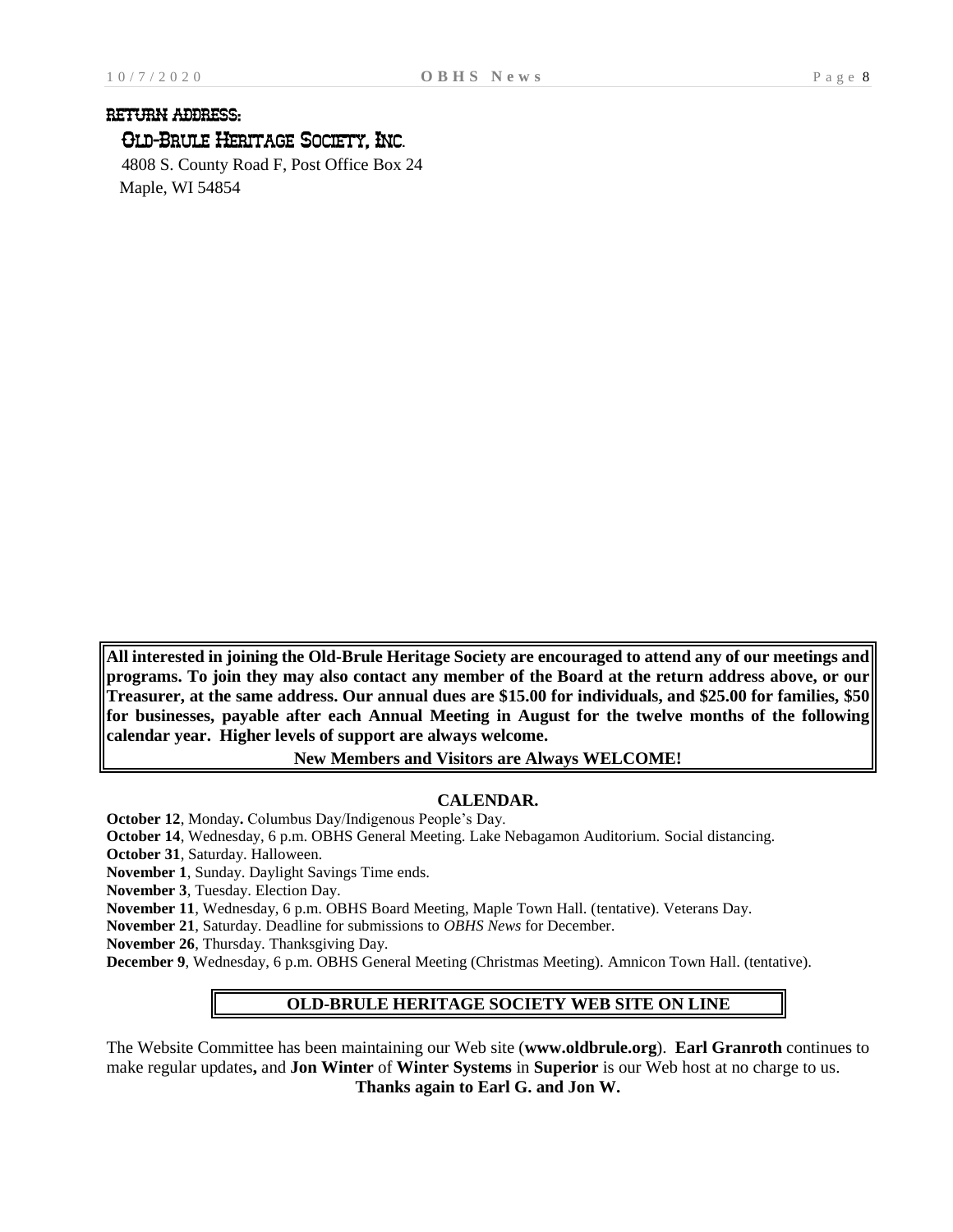RETURN ADDRESS:

OLD-BRULE HERITAGE SOCIETY, INC.

4808 S. County Road F, Post Office Box 24
Maple, WI 54854

**All interested in joining the Old-Brule Heritage Society are encouraged to attend any of our meetings and programs. To join they may also contact any member of the Board at the return address above, or our Treasurer, at the same address. Our annual dues are $15.00 for individuals, and $25.00 for families, $50 for businesses, payable after each Annual Meeting in August for the twelve months of the following calendar year. Higher levels of support are always welcome.**

**New Members and Visitors are Always WELCOME!**

## CALENDAR.

**October 12**, Monday**.** Columbus Day/Indigenous People's Day.
**October 14**, Wednesday, 6 p.m. OBHS General Meeting. Lake Nebagamon Auditorium. Social distancing.
**October 31**, Saturday. Halloween.
**November 1**, Sunday. Daylight Savings Time ends.
**November 3**, Tuesday. Election Day.
**November 11**, Wednesday, 6 p.m. OBHS Board Meeting, Maple Town Hall. (tentative). Veterans Day.
**November 21**, Saturday. Deadline for submissions to *OBHS News* for December.
**November 26**, Thursday. Thanksgiving Day.
**December 9**, Wednesday, 6 p.m. OBHS General Meeting (Christmas Meeting). Amnicon Town Hall. (tentative).

## OLD-BRULE HERITAGE SOCIETY WEB SITE ON LINE

The Website Committee has been maintaining our Web site (**www.oldbrule.org**). **Earl Granroth** continues to make regular updates**,** and **Jon Winter** of **Winter Systems** in **Superior** is our Web host at no charge to us.

**Thanks again to Earl G. and Jon W.**